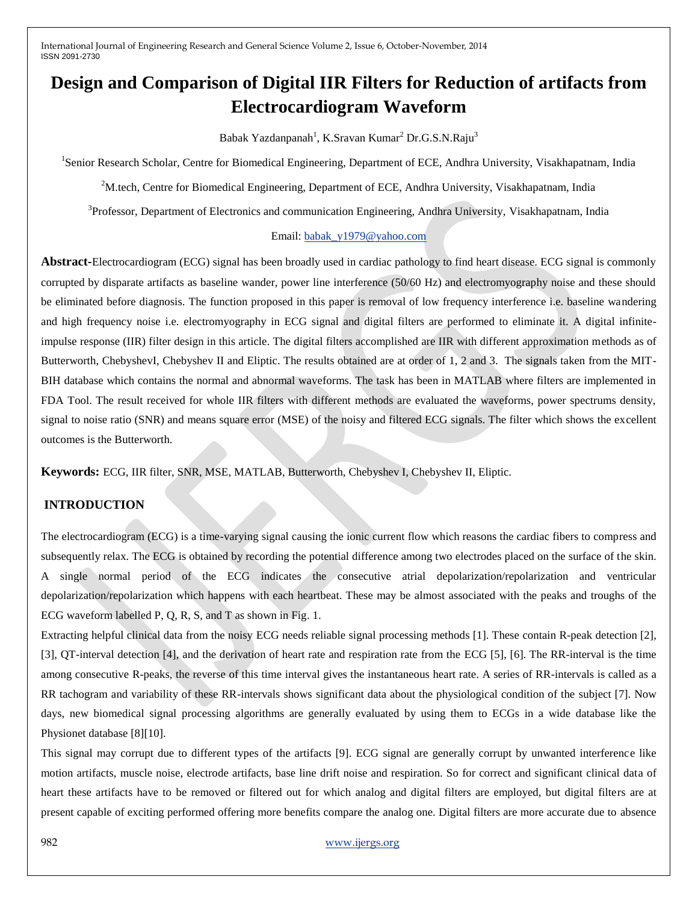# Design and Comparison of Digital IIR Filters for Reduction of artifacts from Electrocardiogram Waveform

Babak Yazdanpanah[1], K.Sravan Kumar[2] Dr.G.S.N.Raju[3]

[1]Senior Research Scholar, Centre for Biomedical Engineering, Department of ECE, Andhra University, Visakhapatnam, India

[2]M.tech, Centre for Biomedical Engineering, Department of ECE, Andhra University, Visakhapatnam, India

[3]Professor, Department of Electronics and communication Engineering, Andhra University, Visakhapatnam, India

Email: babak_y1979@yahoo.com

**Abstract-**Electrocardiogram (ECG) signal has been broadly used in cardiac pathology to find heart disease. ECG signal is commonly corrupted by disparate artifacts as baseline wander, power line interference (50/60 Hz) and electromyography noise and these should be eliminated before diagnosis. The function proposed in this paper is removal of low frequency interference i.e. baseline wandering and high frequency noise i.e. electromyography in ECG signal and digital filters are performed to eliminate it. A digital infinite-impulse response (IIR) filter design in this article. The digital filters accomplished are IIR with different approximation methods as of Butterworth, ChebyshevI, Chebyshev II and Eliptic. The results obtained are at order of 1, 2 and 3. The signals taken from the MIT-BIH database which contains the normal and abnormal waveforms. The task has been in MATLAB where filters are implemented in FDA Tool. The result received for whole IIR filters with different methods are evaluated the waveforms, power spectrums density, signal to noise ratio (SNR) and means square error (MSE) of the noisy and filtered ECG signals. The filter which shows the excellent outcomes is the Butterworth.

**Keywords:** ECG, IIR filter, SNR, MSE, MATLAB, Butterworth, Chebyshev I, Chebyshev II, Eliptic.

## INTRODUCTION

The electrocardiogram (ECG) is a time-varying signal causing the ionic current flow which reasons the cardiac fibers to compress and subsequently relax. The ECG is obtained by recording the potential difference among two electrodes placed on the surface of the skin. A single normal period of the ECG indicates the consecutive atrial depolarization/repolarization and ventricular depolarization/repolarization which happens with each heartbeat. These may be almost associated with the peaks and troughs of the ECG waveform labelled P, Q, R, S, and T as shown in Fig. 1.

Extracting helpful clinical data from the noisy ECG needs reliable signal processing methods [1]. These contain R-peak detection [2], [3], QT-interval detection [4], and the derivation of heart rate and respiration rate from the ECG [5], [6]. The RR-interval is the time among consecutive R-peaks, the reverse of this time interval gives the instantaneous heart rate. A series of RR-intervals is called as a RR tachogram and variability of these RR-intervals shows significant data about the physiological condition of the subject [7]. Now days, new biomedical signal processing algorithms are generally evaluated by using them to ECGs in a wide database like the Physionet database [8][10].

This signal may corrupt due to different types of the artifacts [9]. ECG signal are generally corrupt by unwanted interference like motion artifacts, muscle noise, electrode artifacts, base line drift noise and respiration. So for correct and significant clinical data of heart these artifacts have to be removed or filtered out for which analog and digital filters are employed, but digital filters are at present capable of exciting performed offering more benefits compare the analog one. Digital filters are more accurate due to absence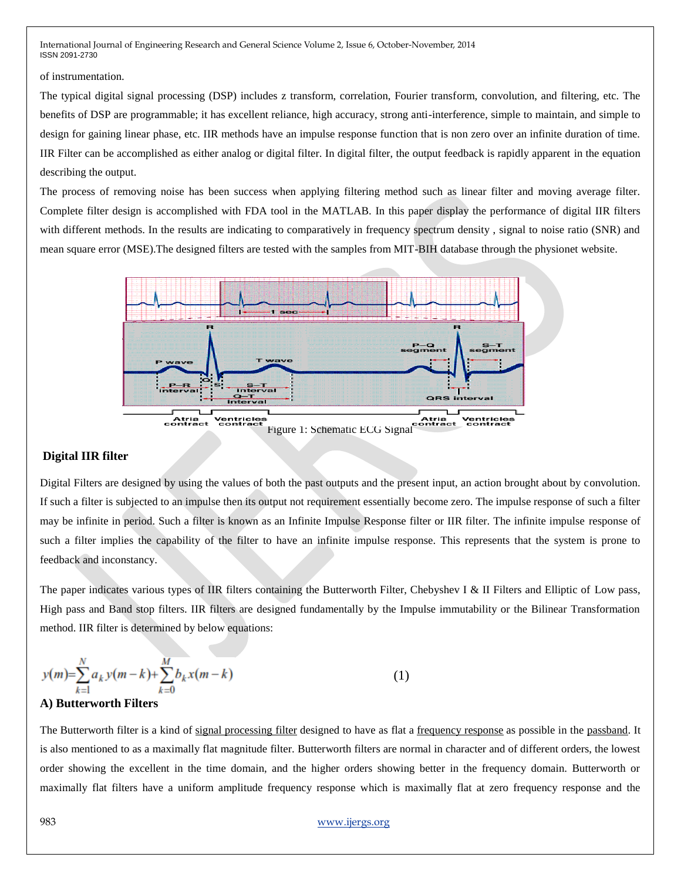of instrumentation.

The typical digital signal processing (DSP) includes z transform, correlation, Fourier transform, convolution, and filtering, etc. The benefits of DSP are programmable; it has excellent reliance, high accuracy, strong anti-interference, simple to maintain, and simple to design for gaining linear phase, etc. IIR methods have an impulse response function that is non zero over an infinite duration of time. IIR Filter can be accomplished as either analog or digital filter. In digital filter, the output feedback is rapidly apparent in the equation describing the output.

The process of removing noise has been success when applying filtering method such as linear filter and moving average filter. Complete filter design is accomplished with FDA tool in the MATLAB. In this paper display the performance of digital IIR filters with different methods. In the results are indicating to comparatively in frequency spectrum density , signal to noise ratio (SNR) and mean square error (MSE).The designed filters are tested with the samples from MIT-BIH database through the physionet website.

Figure 1: Schematic ECG Signal

## Digital IIR filter

Digital Filters are designed by using the values of both the past outputs and the present input, an action brought about by convolution. If such a filter is subjected to an impulse then its output not requirement essentially become zero. The impulse response of such a filter may be infinite in period. Such a filter is known as an Infinite Impulse Response filter or IIR filter. The infinite impulse response of such a filter implies the capability of the filter to have an infinite impulse response. This represents that the system is prone to feedback and inconstancy.

The paper indicates various types of IIR filters containing the Butterworth Filter, Chebyshev I & II Filters and Elliptic of Low pass, High pass and Band stop filters. IIR filters are designed fundamentally by the Impulse immutability or the Bilinear Transformation method. IIR filter is determined by below equations:

$$y(m)=\sum_{k=1}^{N} a_k\, y(m-k)+\sum_{k=0}^{M} b_k\, x(m-k) \tag{1}$$

### A) Butterworth Filters

The Butterworth filter is a kind of signal processing filter designed to have as flat a frequency response as possible in the passband. It is also mentioned to as a maximally flat magnitude filter. Butterworth filters are normal in character and of different orders, the lowest order showing the excellent in the time domain, and the higher orders showing better in the frequency domain. Butterworth or maximally flat filters have a uniform amplitude frequency response which is maximally flat at zero frequency response and the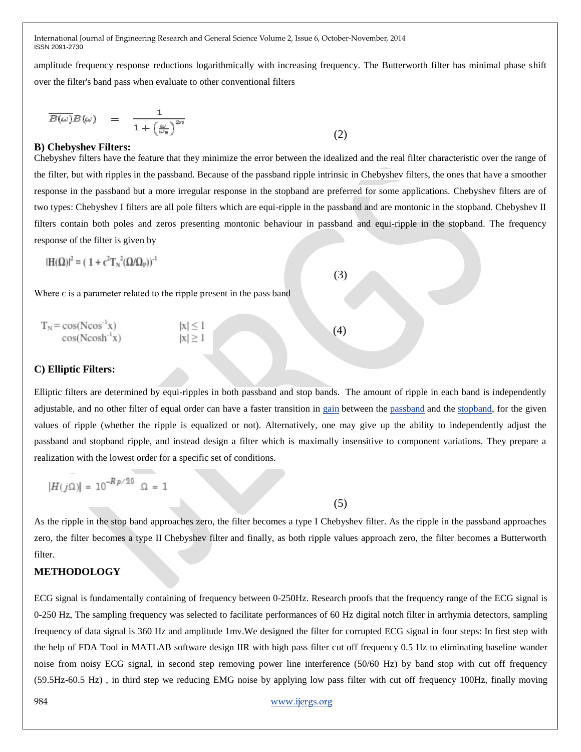amplitude frequency response reductions logarithmically with increasing frequency. The Butterworth filter has minimal phase shift over the filter's band pass when evaluate to other conventional filters

$$\overline{B(\omega)}B(\omega) = \frac{1}{1+\left(\frac{\omega}{\omega_0}\right)^{2n}} \tag{2}$$

**B) Chebyshev Filters:**

Chebyshev filters have the feature that they minimize the error between the idealized and the real filter characteristic over the range of the filter, but with ripples in the passband. Because of the passband ripple intrinsic in Chebyshev filters, the ones that have a smoother response in the passband but a more irregular response in the stopband are preferred for some applications. Chebyshev filters are of two types: Chebyshev I filters are all pole filters which are equi-ripple in the passband and are montonic in the stopband. Chebyshev II filters contain both poles and zeros presenting montonic behaviour in passband and equi-ripple in the stopband. The frequency response of the filter is given by

$$|H(\Omega)|^2 = (1 + \epsilon^2 T_N^2(\Omega/\Omega_P))^{-1} \tag{3}$$

Where $\epsilon$ is a parameter related to the ripple present in the pass band

$$T_N = \begin{cases} \cos(N\cos^{-1}x) & |x| \le 1 \\ \cos(N\cosh^{-1}x) & |x| \ge 1 \end{cases} \tag{4}$$

**C) Elliptic Filters:**

Elliptic filters are determined by equi-ripples in both passband and stop bands. The amount of ripple in each band is independently adjustable, and no other filter of equal order can have a faster transition in gain between the passband and the stopband, for the given values of ripple (whether the ripple is equalized or not). Alternatively, one may give up the ability to independently adjust the passband and stopband ripple, and instead design a filter which is maximally insensitive to component variations. They prepare a realization with the lowest order for a specific set of conditions.

$$|H(j\Omega)| = 10^{-Rp/20} \quad \Omega = 1 \tag{5}$$

As the ripple in the stop band approaches zero, the filter becomes a type I Chebyshev filter. As the ripple in the passband approaches zero, the filter becomes a type II Chebyshev filter and finally, as both ripple values approach zero, the filter becomes a Butterworth filter.

**METHODOLOGY**

ECG signal is fundamentally containing of frequency between 0-250Hz. Research proofs that the frequency range of the ECG signal is 0-250 Hz, The sampling frequency was selected to facilitate performances of 60 Hz digital notch filter in arrhymia detectors, sampling frequency of data signal is 360 Hz and amplitude 1mv.We designed the filter for corrupted ECG signal in four steps: In first step with the help of FDA Tool in MATLAB software design IIR with high pass filter cut off frequency 0.5 Hz to eliminating baseline wander noise from noisy ECG signal, in second step removing power line interference (50/60 Hz) by band stop with cut off frequency (59.5Hz-60.5 Hz) , in third step we reducing EMG noise by applying low pass filter with cut off frequency 100Hz, finally moving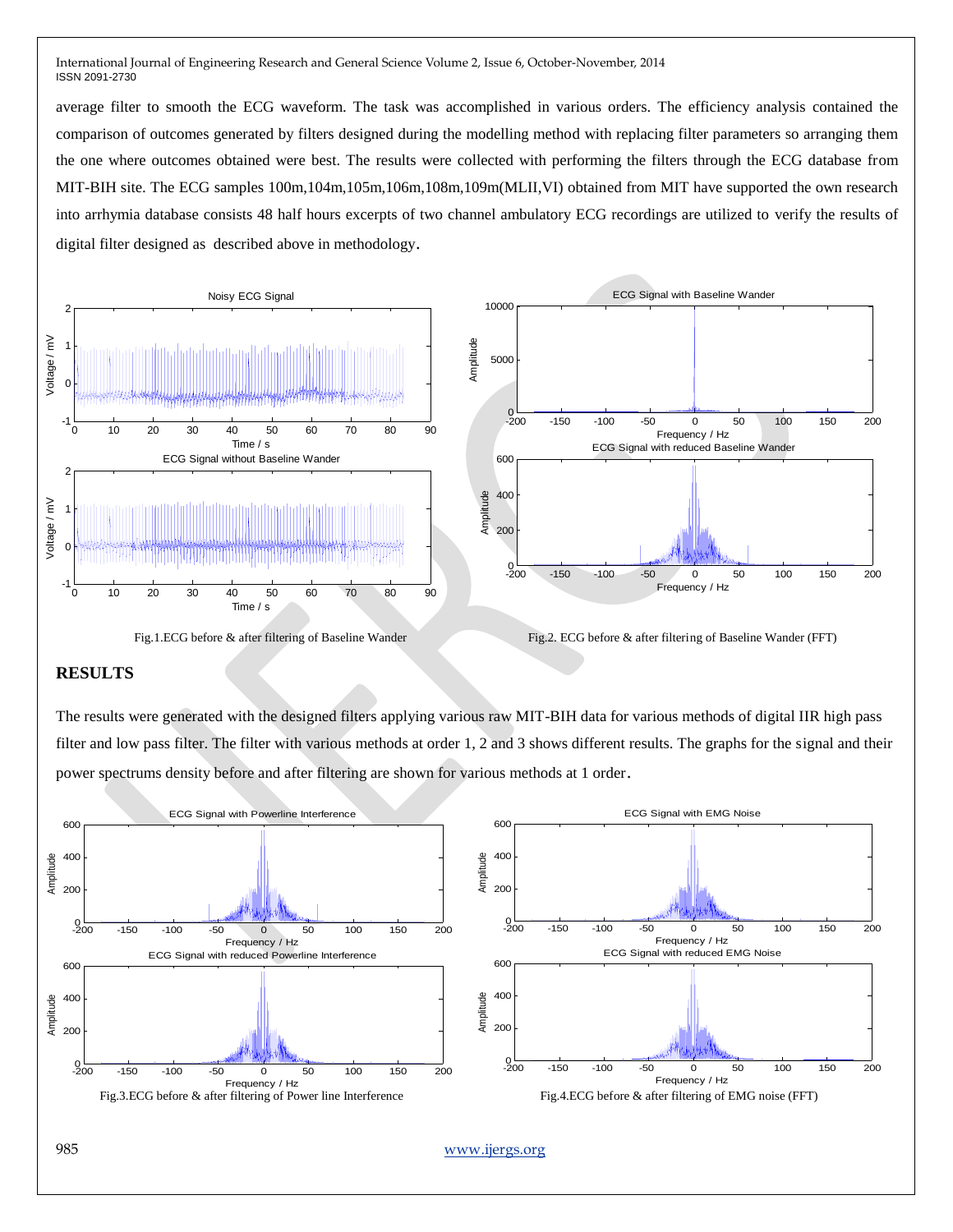average filter to smooth the ECG waveform. The task was accomplished in various orders. The efficiency analysis contained the comparison of outcomes generated by filters designed during the modelling method with replacing filter parameters so arranging them the one where outcomes obtained were best. The results were collected with performing the filters through the ECG database from MIT-BIH site. The ECG samples 100m,104m,105m,106m,108m,109m(MLII,VI) obtained from MIT have supported the own research into arrhymia database consists 48 half hours excerpts of two channel ambulatory ECG recordings are utilized to verify the results of digital filter designed as described above in methodology.

Fig.1.ECG before & after filtering of Baseline Wander

Fig.2. ECG before & after filtering of Baseline Wander (FFT)

## RESULTS

The results were generated with the designed filters applying various raw MIT-BIH data for various methods of digital IIR high pass filter and low pass filter. The filter with various methods at order 1, 2 and 3 shows different results. The graphs for the signal and their power spectrums density before and after filtering are shown for various methods at 1 order.

Fig.3.ECG before & after filtering of Power line Interference

Fig.4.ECG before & after filtering of EMG noise (FFT)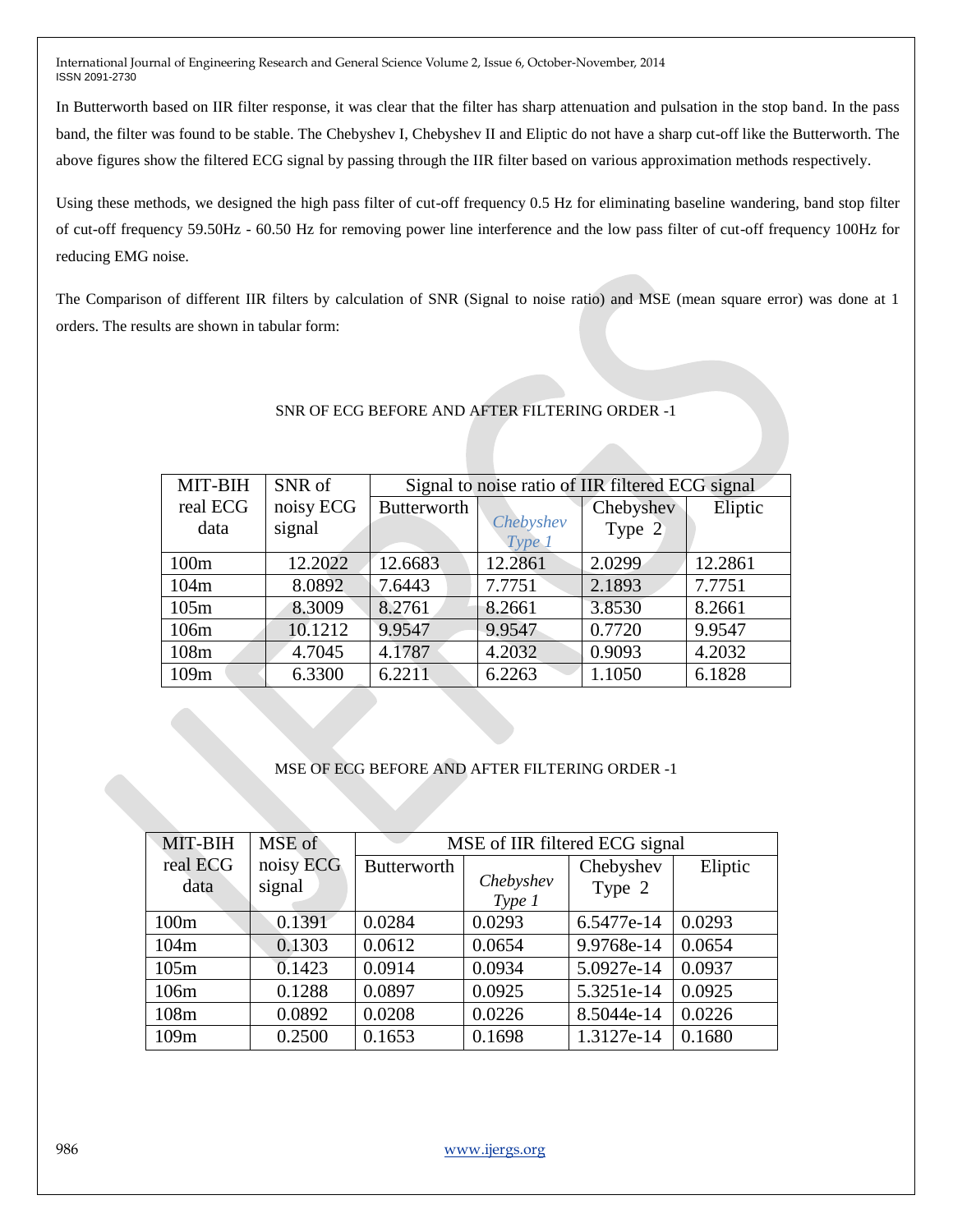In Butterworth based on IIR filter response, it was clear that the filter has sharp attenuation and pulsation in the stop band. In the pass band, the filter was found to be stable. The Chebyshev I, Chebyshev II and Eliptic do not have a sharp cut-off like the Butterworth. The above figures show the filtered ECG signal by passing through the IIR filter based on various approximation methods respectively.

Using these methods, we designed the high pass filter of cut-off frequency 0.5 Hz for eliminating baseline wandering, band stop filter of cut-off frequency 59.50Hz - 60.50 Hz for removing power line interference and the low pass filter of cut-off frequency 100Hz for reducing EMG noise.

The Comparison of different IIR filters by calculation of SNR (Signal to noise ratio) and MSE (mean square error) was done at 1 orders. The results are shown in tabular form:

SNR OF ECG BEFORE AND AFTER FILTERING ORDER -1

| MIT-BIH real ECG data | SNR of noisy ECG signal | Signal to noise ratio of IIR filtered ECG signal | | | |
|---|---|---|---|---|---|
| | | Butterworth | *Chebyshev Type 1* | Chebyshev Type 2 | Eliptic |
| 100m | 12.2022 | 12.6683 | 12.2861 | 2.0299 | 12.2861 |
| 104m | 8.0892 | 7.6443 | 7.7751 | 2.1893 | 7.7751 |
| 105m | 8.3009 | 8.2761 | 8.2661 | 3.8530 | 8.2661 |
| 106m | 10.1212 | 9.9547 | 9.9547 | 0.7720 | 9.9547 |
| 108m | 4.7045 | 4.1787 | 4.2032 | 0.9093 | 4.2032 |
| 109m | 6.3300 | 6.2211 | 6.2263 | 1.1050 | 6.1828 |

MSE OF ECG BEFORE AND AFTER FILTERING ORDER -1

| MIT-BIH real ECG data | MSE of noisy ECG signal | MSE of IIR filtered ECG signal | | | |
|---|---|---|---|---|---|
| | | Butterworth | *Chebyshev Type 1* | Chebyshev Type 2 | Eliptic |
| 100m | 0.1391 | 0.0284 | 0.0293 | 6.5477e-14 | 0.0293 |
| 104m | 0.1303 | 0.0612 | 0.0654 | 9.9768e-14 | 0.0654 |
| 105m | 0.1423 | 0.0914 | 0.0934 | 5.0927e-14 | 0.0937 |
| 106m | 0.1288 | 0.0897 | 0.0925 | 5.3251e-14 | 0.0925 |
| 108m | 0.0892 | 0.0208 | 0.0226 | 8.5044e-14 | 0.0226 |
| 109m | 0.2500 | 0.1653 | 0.1698 | 1.3127e-14 | 0.1680 |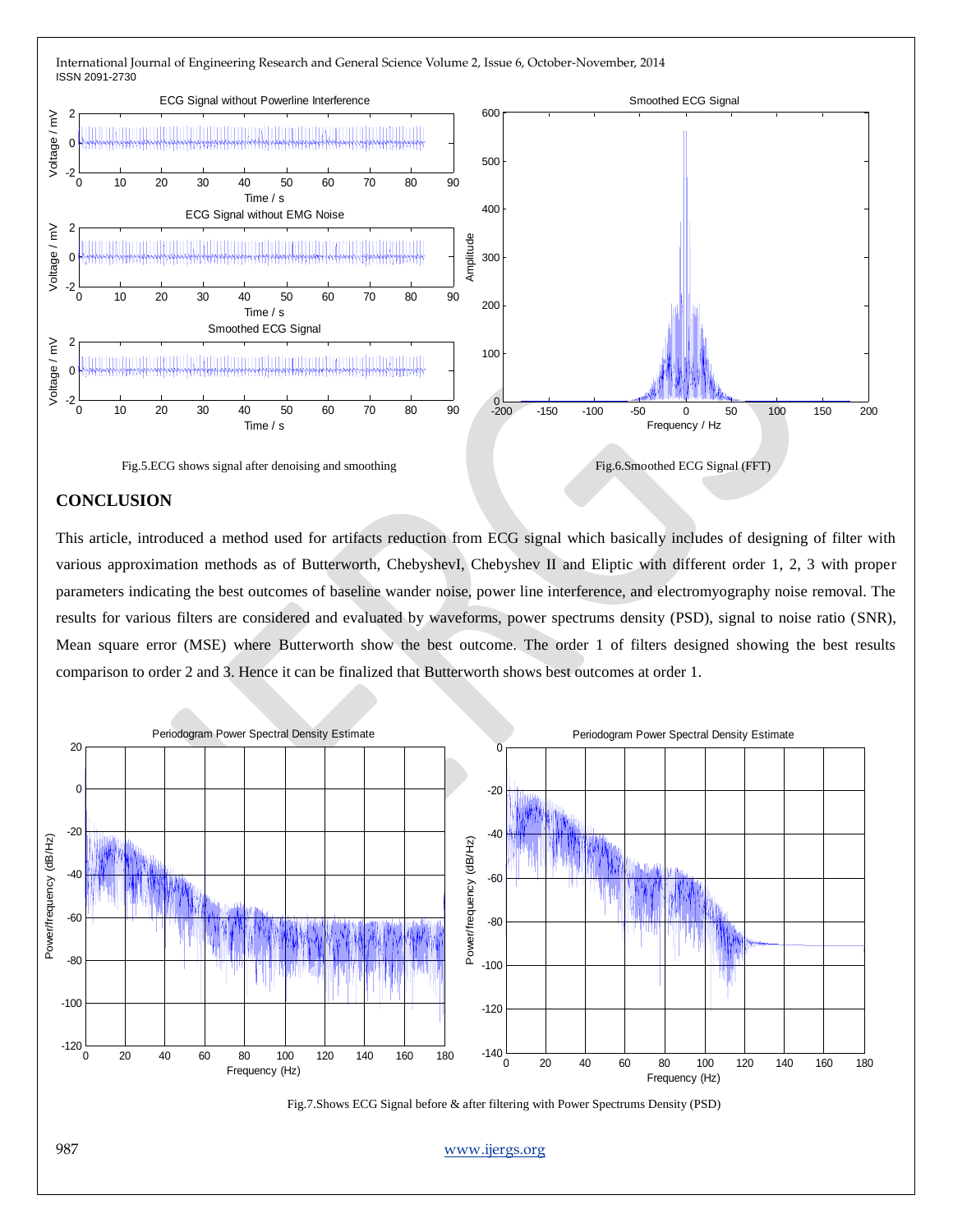Fig.5.ECG shows signal after denoising and smoothing

Fig.6.Smoothed ECG Signal (FFT)

## CONCLUSION

This article, introduced a method used for artifacts reduction from ECG signal which basically includes of designing of filter with various approximation methods as of Butterworth, ChebyshevI, Chebyshev II and Eliptic with different order 1, 2, 3 with proper parameters indicating the best outcomes of baseline wander noise, power line interference, and electromyography noise removal. The results for various filters are considered and evaluated by waveforms, power spectrums density (PSD), signal to noise ratio (SNR), Mean square error (MSE) where Butterworth show the best outcome. The order 1 of filters designed showing the best results comparison to order 2 and 3. Hence it can be finalized that Butterworth shows best outcomes at order 1.

Fig.7.Shows ECG Signal before & after filtering with Power Spectrums Density (PSD)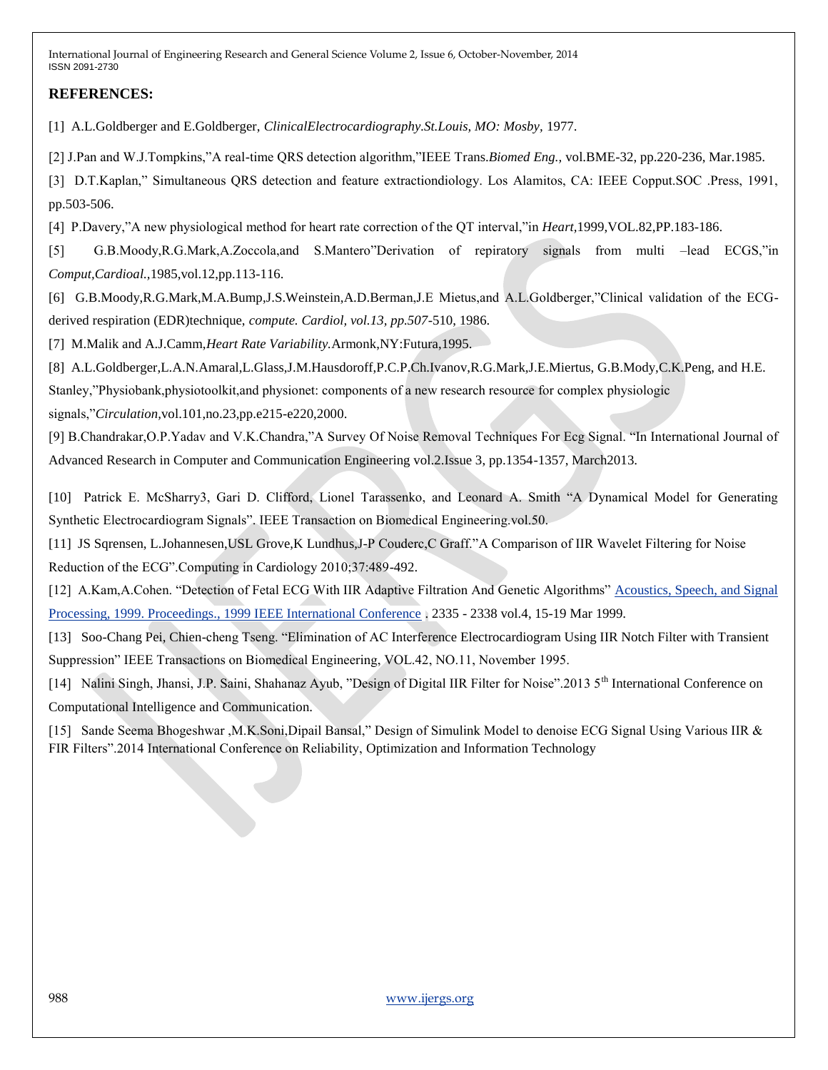## REFERENCES:

[1] A.L.Goldberger and E.Goldberger, *ClinicalElectrocardiography.St.Louis, MO: Mosby,* 1977.

[2] J.Pan and W.J.Tompkins,"A real-time QRS detection algorithm,"IEEE Trans.*Biomed Eng.*, vol.BME-32, pp.220-236, Mar.1985.

[3] D.T.Kaplan," Simultaneous QRS detection and feature extractiondiology. Los Alamitos, CA: IEEE Copput.SOC .Press, 1991, pp.503-506.

[4] P.Davery,"A new physiological method for heart rate correction of the QT interval,"in *Heart,*1999,VOL.82,PP.183-186.

[5] G.B.Moody,R.G.Mark,A.Zoccola,and S.Mantero"Derivation of repiratory signals from multi –lead ECGS,"in *Comput,Cardioal.,*1985,vol.12,pp.113-116.

[6] G.B.Moody,R.G.Mark,M.A.Bump,J.S.Weinstein,A.D.Berman,J.E Mietus,and A.L.Goldberger,"Clinical validation of the ECG-derived respiration (EDR)technique, *compute. Cardiol, vol.13, pp.507*-510, 1986.

[7] M.Malik and A.J.Camm,*Heart Rate Variability.*Armonk,NY:Futura,1995.

[8] A.L.Goldberger,L.A.N.Amaral,L.Glass,J.M.Hausdoroff,P.C.P.Ch.Ivanov,R.G.Mark,J.E.Miertus, G.B.Mody,C.K.Peng, and H.E. Stanley,"Physiobank,physiotoolkit,and physionet: components of a new research resource for complex physiologic signals,"*Circulation,*vol.101,no.23,pp.e215-e220,2000.

[9] B.Chandrakar,O.P.Yadav and V.K.Chandra,"A Survey Of Noise Removal Techniques For Ecg Signal. "In International Journal of Advanced Research in Computer and Communication Engineering vol.2.Issue 3, pp.1354-1357, March2013.

[10] Patrick E. McSharry3, Gari D. Clifford, Lionel Tarassenko, and Leonard A. Smith "A Dynamical Model for Generating Synthetic Electrocardiogram Signals". IEEE Transaction on Biomedical Engineering.vol.50.

[11] JS Sqrensen, L.Johannesen,USL Grove,K Lundhus,J-P Couderc,C Graff."A Comparison of IIR Wavelet Filtering for Noise Reduction of the ECG".Computing in Cardiology 2010;37:489-492.

[12] A.Kam,A.Cohen. "Detection of Fetal ECG With IIR Adaptive Filtration And Genetic Algorithms" Acoustics, Speech, and Signal Processing, 1999. Proceedings., 1999 IEEE International Conference . 2335 - 2338 vol.4, 15-19 Mar 1999.

[13] Soo-Chang Pei, Chien-cheng Tseng. "Elimination of AC Interference Electrocardiogram Using IIR Notch Filter with Transient Suppression" IEEE Transactions on Biomedical Engineering, VOL.42, NO.11, November 1995.

[14] Nalini Singh, Jhansi, J.P. Saini, Shahanaz Ayub, "Design of Digital IIR Filter for Noise".2013 5th International Conference on Computational Intelligence and Communication.

[15] Sande Seema Bhogeshwar ,M.K.Soni,Dipail Bansal," Design of Simulink Model to denoise ECG Signal Using Various IIR & FIR Filters".2014 International Conference on Reliability, Optimization and Information Technology